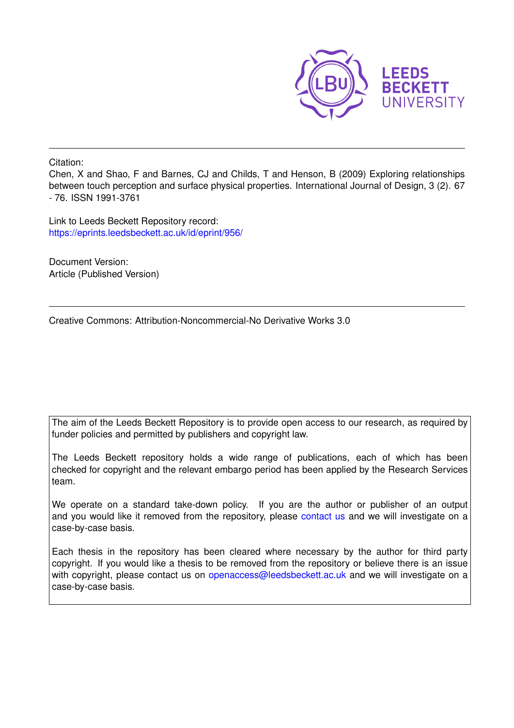LEEDS BECKETT UNIVERSITY

Citation:

Chen, X and Shao, F and Barnes, CJ and Childs, T and Henson, B (2009) Exploring relationships between touch perception and surface physical properties. International Journal of Design, 3 (2). 67 - 76. ISSN 1991-3761

Link to Leeds Beckett Repository record:

https://eprints.leedsbeckett.ac.uk/id/eprint/956/

Document Version:

Article (Published Version)

Creative Commons: Attribution-Noncommercial-No Derivative Works 3.0

The aim of the Leeds Beckett Repository is to provide open access to our research, as required by funder policies and permitted by publishers and copyright law.

The Leeds Beckett repository holds a wide range of publications, each of which has been checked for copyright and the relevant embargo period has been applied by the Research Services team.

We operate on a standard take-down policy. If you are the author or publisher of an output and you would like it removed from the repository, please contact us and we will investigate on a case-by-case basis.

Each thesis in the repository has been cleared where necessary by the author for third party copyright. If you would like a thesis to be removed from the repository or believe there is an issue with copyright, please contact us on openaccess@leedsbeckett.ac.uk and we will investigate on a case-by-case basis.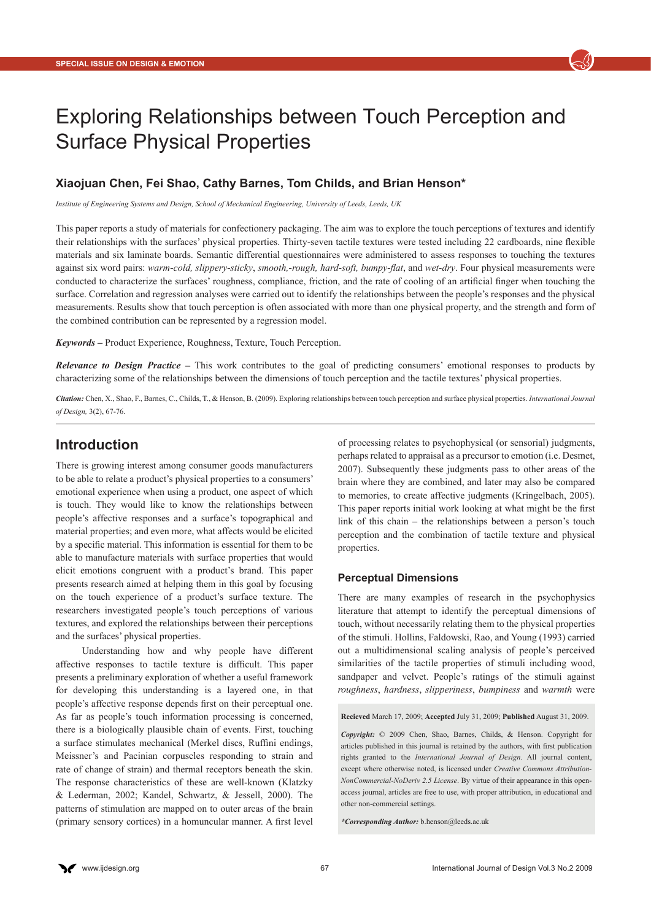SPECIAL ISSUE ON DESIGN & EMOTION

# Exploring Relationships between Touch Perception and Surface Physical Properties

### Xiaojuan Chen, Fei Shao, Cathy Barnes, Tom Childs, and Brian Henson*

*Institute of Engineering Systems and Design, School of Mechanical Engineering, University of Leeds, Leeds, UK*

This paper reports a study of materials for confectionery packaging. The aim was to explore the touch perceptions of textures and identify their relationships with the surfaces' physical properties. Thirty-seven tactile textures were tested including 22 cardboards, nine flexible materials and six laminate boards. Semantic differential questionnaires were administered to assess responses to touching the textures against six word pairs: *warm-cold, slippery-sticky*, *smooth,-rough, hard-soft, bumpy-flat*, and *wet-dry*. Four physical measurements were conducted to characterize the surfaces' roughness, compliance, friction, and the rate of cooling of an artificial finger when touching the surface. Correlation and regression analyses were carried out to identify the relationships between the people's responses and the physical measurements. Results show that touch perception is often associated with more than one physical property, and the strength and form of the combined contribution can be represented by a regression model.

***Keywords –*** Product Experience, Roughness, Texture, Touch Perception.

***Relevance to Design Practice –*** This work contributes to the goal of predicting consumers' emotional responses to products by characterizing some of the relationships between the dimensions of touch perception and the tactile textures' physical properties.

***Citation:*** Chen, X., Shao, F., Barnes, C., Childs, T., & Henson, B. (2009). Exploring relationships between touch perception and surface physical properties. *International Journal of Design,* 3(2), 67-76.

## Introduction

There is growing interest among consumer goods manufacturers to be able to relate a product's physical properties to a consumers' emotional experience when using a product, one aspect of which is touch. They would like to know the relationships between people's affective responses and a surface's topographical and material properties; and even more, what affects would be elicited by a specific material. This information is essential for them to be able to manufacture materials with surface properties that would elicit emotions congruent with a product's brand. This paper presents research aimed at helping them in this goal by focusing on the touch experience of a product's surface texture. The researchers investigated people's touch perceptions of various textures, and explored the relationships between their perceptions and the surfaces' physical properties.

Understanding how and why people have different affective responses to tactile texture is difficult. This paper presents a preliminary exploration of whether a useful framework for developing this understanding is a layered one, in that people's affective response depends first on their perceptual one. As far as people's touch information processing is concerned, there is a biologically plausible chain of events. First, touching a surface stimulates mechanical (Merkel discs, Ruffini endings, Meissner's and Pacinian corpuscles responding to strain and rate of change of strain) and thermal receptors beneath the skin. The response characteristics of these are well-known (Klatzky & Lederman, 2002; Kandel, Schwartz, & Jessell, 2000). The patterns of stimulation are mapped on to outer areas of the brain (primary sensory cortices) in a homuncular manner. A first level of processing relates to psychophysical (or sensorial) judgments, perhaps related to appraisal as a precursor to emotion (i.e. Desmet, 2007). Subsequently these judgments pass to other areas of the brain where they are combined, and later may also be compared to memories, to create affective judgments (Kringelbach, 2005). This paper reports initial work looking at what might be the first link of this chain – the relationships between a person's touch perception and the combination of tactile texture and physical properties.

### Perceptual Dimensions

There are many examples of research in the psychophysics literature that attempt to identify the perceptual dimensions of touch, without necessarily relating them to the physical properties of the stimuli. Hollins, Faldowski, Rao, and Young (1993) carried out a multidimensional scaling analysis of people's perceived similarities of the tactile properties of stimuli including wood, sandpaper and velvet. People's ratings of the stimuli against *roughness*, *hardness*, *slipperiness*, *bumpiness* and *warmth* were

**Recieved** March 17, 2009; **Accepted** July 31, 2009; **Published** August 31, 2009.

***Copyright:*** © 2009 Chen, Shao, Barnes, Childs, & Henson. Copyright for articles published in this journal is retained by the authors, with first publication rights granted to the *International Journal of Design*. All journal content, except where otherwise noted, is licensed under *Creative Commons Attribution-NonCommercial-NoDeriv 2.5 License*. By virtue of their appearance in this open-access journal, articles are free to use, with proper attribution, in educational and other non-commercial settings.

***\*Corresponding Author:*** b.henson@leeds.ac.uk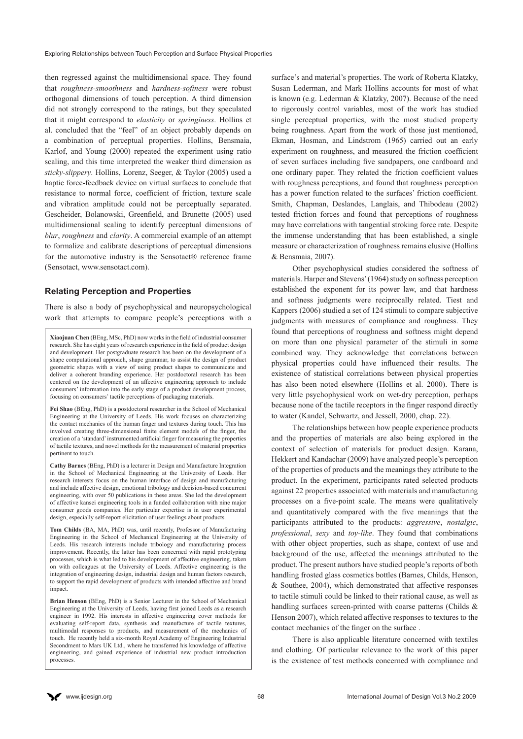then regressed against the multidimensional space. They found that *roughness-smoothness* and *hardness-softness* were robust orthogonal dimensions of touch perception. A third dimension did not strongly correspond to the ratings, but they speculated that it might correspond to *elasticity* or *springiness*. Hollins et al. concluded that the "feel" of an object probably depends on a combination of perceptual properties. Hollins, Bensmaia, Karlof, and Young (2000) repeated the experiment using ratio scaling, and this time interpreted the weaker third dimension as *sticky-slippery*. Hollins, Lorenz, Seeger, & Taylor (2005) used a haptic force-feedback device on virtual surfaces to conclude that resistance to normal force, coefficient of friction, texture scale and vibration amplitude could not be perceptually separated. Gescheider, Bolanowski, Greenfield, and Brunette (2005) used multidimensional scaling to identify perceptual dimensions of *blur*, *roughness* and *clarity*. A commercial example of an attempt to formalize and calibrate descriptions of perceptual dimensions for the automotive industry is the Sensotact® reference frame (Sensotact, www.sensotact.com).

## Relating Perception and Properties

There is also a body of psychophysical and neuropsychological work that attempts to compare people's perceptions with a surface's and material's properties. The work of Roberta Klatzky, Susan Lederman, and Mark Hollins accounts for most of what is known (e.g. Lederman & Klatzky, 2007). Because of the need to rigorously control variables, most of the work has studied single perceptual properties, with the most studied property being roughness. Apart from the work of those just mentioned, Ekman, Hosman, and Lindstrom (1965) carried out an early experiment on roughness, and measured the friction coefficient of seven surfaces including five sandpapers, one cardboard and one ordinary paper. They related the friction coefficient values with roughness perceptions, and found that roughness perception has a power function related to the surfaces' friction coefficient. Smith, Chapman, Deslandes, Langlais, and Thibodeau (2002) tested friction forces and found that perceptions of roughness may have correlations with tangential stroking force rate. Despite the immense understanding that has been established, a single measure or characterization of roughness remains elusive (Hollins & Bensmaia, 2007).

Other psychophysical studies considered the softness of materials. Harper and Stevens' (1964) study on softness perception established the exponent for its power law, and that hardness and softness judgments were reciprocally related. Tiest and Kappers (2006) studied a set of 124 stimuli to compare subjective judgments with measures of compliance and roughness. They found that perceptions of roughness and softness might depend on more than one physical parameter of the stimuli in some combined way. They acknowledge that correlations between physical properties could have influenced their results. The existence of statistical correlations between physical properties has also been noted elsewhere (Hollins et al. 2000). There is very little psychophysical work on wet-dry perception, perhaps because none of the tactile receptors in the finger respond directly to water (Kandel, Schwartz, and Jessell, 2000, chap. 22).

The relationships between how people experience products and the properties of materials are also being explored in the context of selection of materials for product design. Karana, Hekkert and Kandachar (2009) have analyzed people's perception of the properties of products and the meanings they attribute to the product. In the experiment, participants rated selected products against 22 properties associated with materials and manufacturing processes on a five-point scale. The means were qualitatively and quantitatively compared with the five meanings that the participants attributed to the products: *aggressive*, *nostalgic*, *professional*, *sexy* and *toy-like*. They found that combinations with other object properties, such as shape, context of use and background of the use, affected the meanings attributed to the product. The present authors have studied people's reports of both handling frosted glass cosmetics bottles (Barnes, Childs, Henson, & Southee, 2004), which demonstrated that affective responses to tactile stimuli could be linked to their rational cause, as well as handling surfaces screen-printed with coarse patterns (Childs & Henson 2007), which related affective responses to textures to the contact mechanics of the finger on the surface .

There is also applicable literature concerned with textiles and clothing. Of particular relevance to the work of this paper is the existence of test methods concerned with compliance and

---

**Xiaojuan Chen** (BEng, MSc, PhD) now works in the field of industrial consumer research. She has eight years of research experience in the field of product design and development. Her postgraduate research has been on the development of a shape computational approach, shape grammar, to assist the design of product geometric shapes with a view of using product shapes to communicate and deliver a coherent branding experience. Her postdoctoral research has been centered on the development of an affective engineering approach to include consumers' information into the early stage of a product development process, focusing on consumers' tactile perceptions of packaging materials.

**Fei Shao** (BEng, PhD) is a postdoctoral researcher in the School of Mechanical Engineering at the University of Leeds. His work focuses on characterizing the contact mechanics of the human finger and textures during touch. This has involved creating three-dimensional finite element models of the finger, the creation of a 'standard' instrumented artificial finger for measuring the properties of tactile textures, and novel methods for the measurement of material properties pertinent to touch.

**Cathy Barnes** (BEng, PhD) is a lecturer in Design and Manufacture Integration in the School of Mechanical Engineering at the University of Leeds. Her research interests focus on the human interface of design and manufacturing and include affective design, emotional tribology and decision-based concurrent engineering, with over 50 publications in these areas. She led the development of affective kansei engineering tools in a funded collaboration with nine major consumer goods companies. Her particular expertise is in user experimental design, especially self-report elicitation of user feelings about products.

**Tom Childs** (BA, MA, PhD) was, until recently, Professor of Manufacturing Engineering in the School of Mechanical Engineering at the University of Leeds. His research interests include tribology and manufacturing process improvement. Recently, the latter has been concerned with rapid prototyping processes, which is what led to his development of affective engineering, taken on with colleagues at the University of Leeds. Affective engineering is the integration of engineering design, industrial design and human factors research, to support the rapid development of products with intended affective and brand impact.

**Brian Henson** (BEng, PhD) is a Senior Lecturer in the School of Mechanical Engineering at the University of Leeds, having first joined Leeds as a research engineer in 1992. His interests in affective engineering cover methods for evaluating self-report data, synthesis and manufacture of tactile textures, multimodal responses to products, and measurement of the mechanics of touch. He recently held a six-month Royal Academy of Engineering Industrial Secondment to Mars UK Ltd., where he transferred his knowledge of affective engineering, and gained experience of industrial new product introduction processes.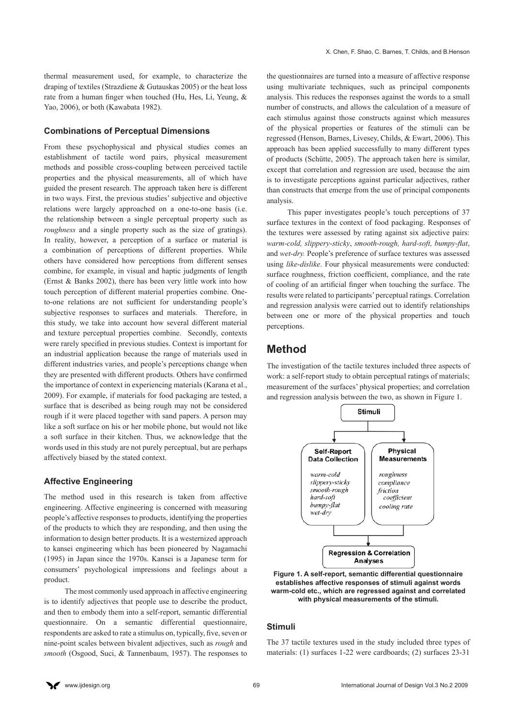thermal measurement used, for example, to characterize the draping of textiles (Strazdiene & Gutauskas 2005) or the heat loss rate from a human finger when touched (Hu, Hes, Li, Yeung, & Yao, 2006), or both (Kawabata 1982).

### Combinations of Perceptual Dimensions

From these psychophysical and physical studies comes an establishment of tactile word pairs, physical measurement methods and possible cross-coupling between perceived tactile properties and the physical measurements, all of which have guided the present research. The approach taken here is different in two ways. First, the previous studies' subjective and objective relations were largely approached on a one-to-one basis (i.e. the relationship between a single perceptual property such as *roughness* and a single property such as the size of gratings). In reality, however, a perception of a surface or material is a combination of perceptions of different properties. While others have considered how perceptions from different senses combine, for example, in visual and haptic judgments of length (Ernst & Banks 2002), there has been very little work into how touch perception of different material properties combine. One-to-one relations are not sufficient for understanding people's subjective responses to surfaces and materials. Therefore, in this study, we take into account how several different material and texture perceptual properties combine. Secondly, contexts were rarely specified in previous studies. Context is important for an industrial application because the range of materials used in different industries varies, and people's perceptions change when they are presented with different products. Others have confirmed the importance of context in experiencing materials (Karana et al., 2009). For example, if materials for food packaging are tested, a surface that is described as being rough may not be considered rough if it were placed together with sand papers. A person may like a soft surface on his or her mobile phone, but would not like a soft surface in their kitchen. Thus, we acknowledge that the words used in this study are not purely perceptual, but are perhaps affectively biased by the stated context.

### Affective Engineering

The method used in this research is taken from affective engineering. Affective engineering is concerned with measuring people's affective responses to products, identifying the properties of the products to which they are responding, and then using the information to design better products. It is a westernized approach to kansei engineering which has been pioneered by Nagamachi (1995) in Japan since the 1970s. Kansei is a Japanese term for consumers' psychological impressions and feelings about a product.

The most commonly used approach in affective engineering is to identify adjectives that people use to describe the product, and then to embody them into a self-report, semantic differential questionnaire. On a semantic differential questionnaire, respondents are asked to rate a stimulus on, typically, five, seven or nine-point scales between bivalent adjectives, such as *rough* and *smooth* (Osgood, Suci, & Tannenbaum, 1957). The responses to the questionnaires are turned into a measure of affective response using multivariate techniques, such as principal components analysis. This reduces the responses against the words to a small number of constructs, and allows the calculation of a measure of each stimulus against those constructs against which measures of the physical properties or features of the stimuli can be regressed (Henson, Barnes, Livesey, Childs, & Ewart, 2006). This approach has been applied successfully to many different types of products (Schütte, 2005). The approach taken here is similar, except that correlation and regression are used, because the aim is to investigate perceptions against particular adjectives, rather than constructs that emerge from the use of principal components analysis.

This paper investigates people's touch perceptions of 37 surface textures in the context of food packaging. Responses of the textures were assessed by rating against six adjective pairs: *warm-cold, slippery-sticky*, *smooth-rough, hard-soft, bumpy-flat*, and *wet-dry.* People's preference of surface textures was assessed using *like-dislike*. Four physical measurements were conducted: surface roughness, friction coefficient, compliance, and the rate of cooling of an artificial finger when touching the surface. The results were related to participants' perceptual ratings. Correlation and regression analysis were carried out to identify relationships between one or more of the physical properties and touch perceptions.

## Method

The investigation of the tactile textures included three aspects of work: a self-report study to obtain perceptual ratings of materials; measurement of the surfaces' physical properties; and correlation and regression analysis between the two, as shown in Figure 1.

Stimuli

Self-Report Data Collection: *warm-cold, slippery-sticky, smooth-rough, hard-soft, bumpy-flat, wet-dry*

Physical Measurements: *roughness, compliance, friction coefficient, cooling rate*

Regression & Correlation Analyses

**Figure 1. A self-report, semantic differential questionnaire establishes affective responses of stimuli against words warm-cold etc., which are regressed against and correlated with physical measurements of the stimuli.**

### Stimuli

The 37 tactile textures used in the study included three types of materials: (1) surfaces 1-22 were cardboards; (2) surfaces 23-31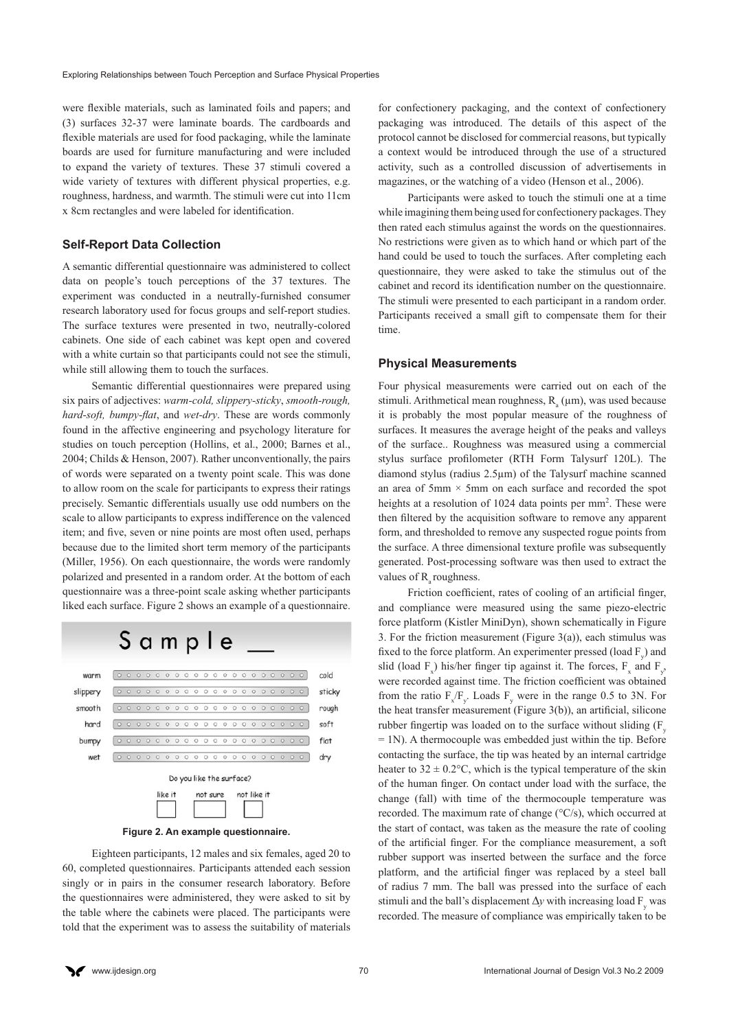were flexible materials, such as laminated foils and papers; and (3) surfaces 32-37 were laminate boards. The cardboards and flexible materials are used for food packaging, while the laminate boards are used for furniture manufacturing and were included to expand the variety of textures. These 37 stimuli covered a wide variety of textures with different physical properties, e.g. roughness, hardness, and warmth. The stimuli were cut into 11cm x 8cm rectangles and were labeled for identification.

### Self-Report Data Collection

A semantic differential questionnaire was administered to collect data on people's touch perceptions of the 37 textures. The experiment was conducted in a neutrally-furnished consumer research laboratory used for focus groups and self-report studies. The surface textures were presented in two, neutrally-colored cabinets. One side of each cabinet was kept open and covered with a white curtain so that participants could not see the stimuli, while still allowing them to touch the surfaces.

Semantic differential questionnaires were prepared using six pairs of adjectives: *warm-cold, slippery-sticky*, *smooth-rough, hard-soft, bumpy-flat*, and *wet-dry*. These are words commonly found in the affective engineering and psychology literature for studies on touch perception (Hollins, et al., 2000; Barnes et al., 2004; Childs & Henson, 2007). Rather unconventionally, the pairs of words were separated on a twenty point scale. This was done to allow room on the scale for participants to express their ratings precisely. Semantic differentials usually use odd numbers on the scale to allow participants to express indifference on the valenced item; and five, seven or nine points are most often used, perhaps because due to the limited short term memory of the participants (Miller, 1956). On each questionnaire, the words were randomly polarized and presented in a random order. At the bottom of each questionnaire was a three-point scale asking whether participants liked each surface. Figure 2 shows an example of a questionnaire.

| Sample __ | | |
|---|---|---|
| warm | ○ ○ ○ ○ ○ ○ ○ ○ ○ ○ ○ ○ ○ ○ ○ ○ ○ ○ ○ ○ | cold |
| slippery | ○ ○ ○ ○ ○ ○ ○ ○ ○ ○ ○ ○ ○ ○ ○ ○ ○ ○ ○ ○ | sticky |
| smooth | ○ ○ ○ ○ ○ ○ ○ ○ ○ ○ ○ ○ ○ ○ ○ ○ ○ ○ ○ ○ | rough |
| hard | ○ ○ ○ ○ ○ ○ ○ ○ ○ ○ ○ ○ ○ ○ ○ ○ ○ ○ ○ ○ | soft |
| bumpy | ○ ○ ○ ○ ○ ○ ○ ○ ○ ○ ○ ○ ○ ○ ○ ○ ○ ○ ○ ○ | flat |
| wet | ○ ○ ○ ○ ○ ○ ○ ○ ○ ○ ○ ○ ○ ○ ○ ○ ○ ○ ○ ○ | dry |

Do you like the surface?

| like it | not sure | not like it |
|---|---|---|
| ☐ | ☐ | ☐ |

**Figure 2. An example questionnaire.**

Eighteen participants, 12 males and six females, aged 20 to 60, completed questionnaires. Participants attended each session singly or in pairs in the consumer research laboratory. Before the questionnaires were administered, they were asked to sit by the table where the cabinets were placed. The participants were told that the experiment was to assess the suitability of materials for confectionery packaging, and the context of confectionery packaging was introduced. The details of this aspect of the protocol cannot be disclosed for commercial reasons, but typically a context would be introduced through the use of a structured activity, such as a controlled discussion of advertisements in magazines, or the watching of a video (Henson et al., 2006).

Participants were asked to touch the stimuli one at a time while imagining them being used for confectionery packages. They then rated each stimulus against the words on the questionnaires. No restrictions were given as to which hand or which part of the hand could be used to touch the surfaces. After completing each questionnaire, they were asked to take the stimulus out of the cabinet and record its identification number on the questionnaire. The stimuli were presented to each participant in a random order. Participants received a small gift to compensate them for their time.

### Physical Measurements

Four physical measurements were carried out on each of the stimuli. Arithmetical mean roughness, $R_a$ (μm), was used because it is probably the most popular measure of the roughness of surfaces. It measures the average height of the peaks and valleys of the surface.. Roughness was measured using a commercial stylus surface profilometer (RTH Form Talysurf 120L). The diamond stylus (radius 2.5μm) of the Talysurf machine scanned an area of 5mm × 5mm on each surface and recorded the spot heights at a resolution of 1024 data points per mm$^2$. These were then filtered by the acquisition software to remove any apparent form, and thresholded to remove any suspected rogue points from the surface. A three dimensional texture profile was subsequently generated. Post-processing software was then used to extract the values of $R_a$ roughness.

Friction coefficient, rates of cooling of an artificial finger, and compliance were measured using the same piezo-electric force platform (Kistler MiniDyn), shown schematically in Figure 3. For the friction measurement (Figure 3(a)), each stimulus was fixed to the force platform. An experimenter pressed (load $F_y$) and slid (load $F_x$) his/her finger tip against it. The forces, $F_x$ and $F_y$, were recorded against time. The friction coefficient was obtained from the ratio $F_x/F_y$. Loads $F_y$ were in the range 0.5 to 3N. For the heat transfer measurement (Figure 3(b)), an artificial, silicone rubber fingertip was loaded on to the surface without sliding ($F_y$ = 1N). A thermocouple was embedded just within the tip. Before contacting the surface, the tip was heated by an internal cartridge heater to 32 ± 0.2°C, which is the typical temperature of the skin of the human finger. On contact under load with the surface, the change (fall) with time of the thermocouple temperature was recorded. The maximum rate of change (°C/s), which occurred at the start of contact, was taken as the measure the rate of cooling of the artificial finger. For the compliance measurement, a soft rubber support was inserted between the surface and the force platform, and the artificial finger was replaced by a steel ball of radius 7 mm. The ball was pressed into the surface of each stimuli and the ball's displacement $\Delta y$ with increasing load $F_y$ was recorded. The measure of compliance was empirically taken to be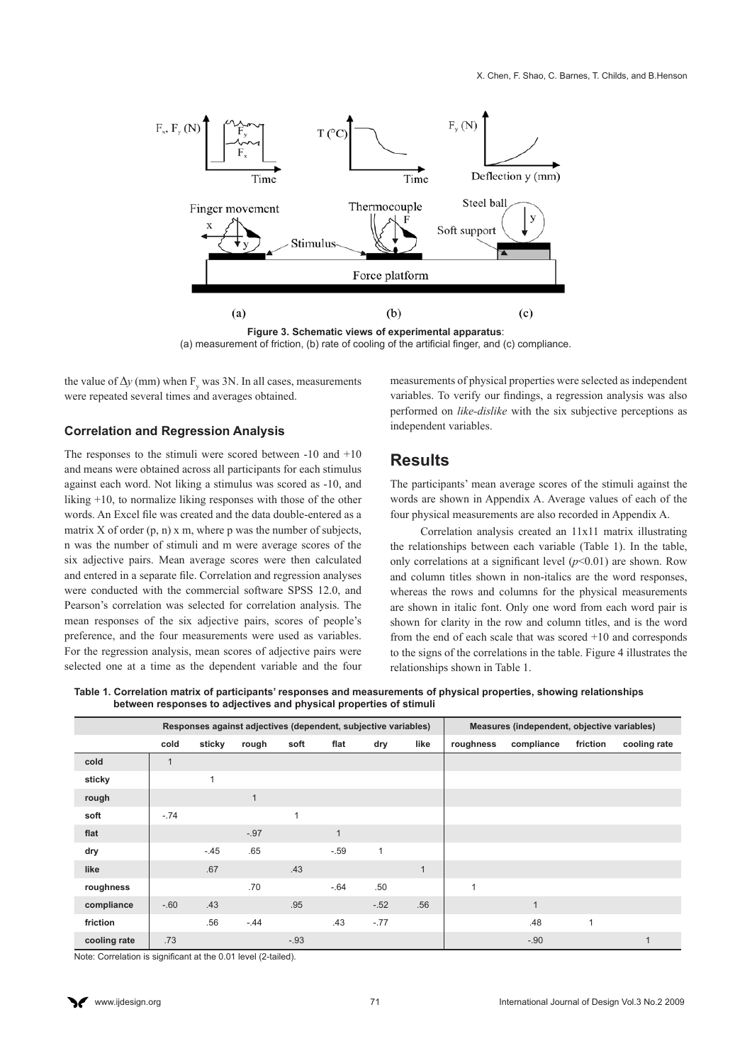Figure 3. Schematic views of experimental apparatus: (a) measurement of friction, (b) rate of cooling of the artificial finger, and (c) compliance.

the value of $\Delta y$ (mm) when $F_y$ was 3N. In all cases, measurements were repeated several times and averages obtained.

### Correlation and Regression Analysis

The responses to the stimuli were scored between -10 and +10 and means were obtained across all participants for each stimulus against each word. Not liking a stimulus was scored as -10, and liking +10, to normalize liking responses with those of the other words. An Excel file was created and the data double-entered as a matrix X of order (p, n) x m, where p was the number of subjects, n was the number of stimuli and m were average scores of the six adjective pairs. Mean average scores were then calculated and entered in a separate file. Correlation and regression analyses were conducted with the commercial software SPSS 12.0, and Pearson's correlation was selected for correlation analysis. The mean responses of the six adjective pairs, scores of people's preference, and the four measurements were used as variables. For the regression analysis, mean scores of adjective pairs were selected one at a time as the dependent variable and the four measurements of physical properties were selected as independent variables. To verify our findings, a regression analysis was also performed on *like-dislike* with the six subjective perceptions as independent variables.

## Results

The participants' mean average scores of the stimuli against the words are shown in Appendix A. Average values of each of the four physical measurements are also recorded in Appendix A.

Correlation analysis created an 11x11 matrix illustrating the relationships between each variable (Table 1). In the table, only correlations at a significant level ($p$<0.01) are shown. Row and column titles shown in non-italics are the word responses, whereas the rows and columns for the physical measurements are shown in italic font. Only one word from each word pair is shown for clarity in the row and column titles, and is the word from the end of each scale that was scored +10 and corresponds to the signs of the correlations in the table. Figure 4 illustrates the relationships shown in Table 1.

**Table 1. Correlation matrix of participants' responses and measurements of physical properties, showing relationships between responses to adjectives and physical properties of stimuli**

| | Responses against adjectives (dependent, subjective variables) | | | | | | | Measures (independent, objective variables) | | | |
|---|---|---|---|---|---|---|---|---|---|---|---|
| | cold | sticky | rough | soft | flat | dry | like | roughness | compliance | friction | cooling rate |
| cold | 1 | | | | | | | | | | |
| sticky | | 1 | | | | | | | | | |
| rough | | | 1 | | | | | | | | |
| soft | -.74 | | | 1 | | | | | | | |
| flat | | | -.97 | | 1 | | | | | | |
| dry | | -.45 | .65 | | -.59 | 1 | | | | | |
| like | | .67 | | .43 | | | 1 | | | | |
| roughness | | | .70 | | -.64 | .50 | | 1 | | | |
| compliance | -.60 | .43 | | .95 | | -.52 | .56 | | 1 | | |
| friction | | .56 | -.44 | | .43 | -.77 | | | .48 | 1 | |
| cooling rate | .73 | | | -.93 | | | | | -.90 | | 1 |

Note: Correlation is significant at the 0.01 level (2-tailed).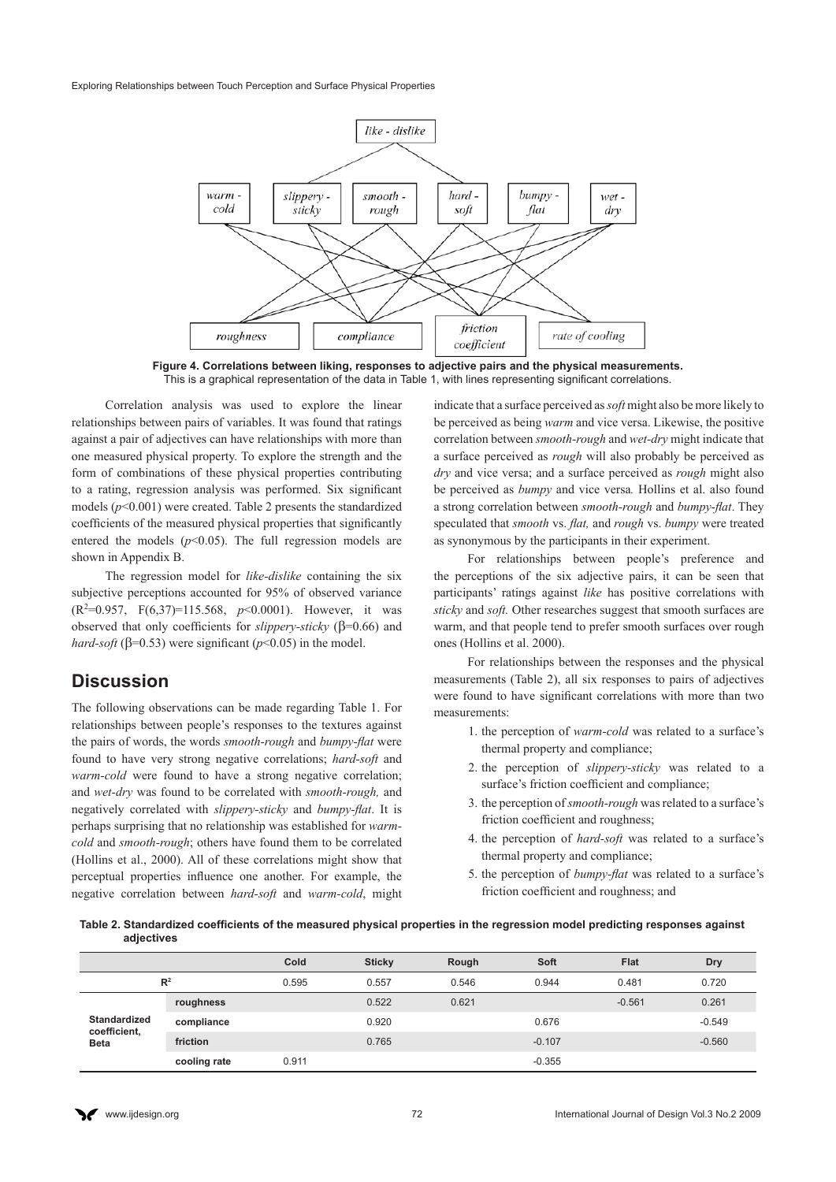Figure 4. Correlations between liking, responses to adjective pairs and the physical measurements. This is a graphical representation of the data in Table 1, with lines representing significant correlations.

Correlation analysis was used to explore the linear relationships between pairs of variables. It was found that ratings against a pair of adjectives can have relationships with more than one measured physical property. To explore the strength and the form of combinations of these physical properties contributing to a rating, regression analysis was performed. Six significant models ($p<0.001$) were created. Table 2 presents the standardized coefficients of the measured physical properties that significantly entered the models ($p<0.05$). The full regression models are shown in Appendix B.

The regression model for *like-dislike* containing the six subjective perceptions accounted for 95% of observed variance ($R^2=0.957$, $F(6,37)=115.568$, $p<0.0001$). However, it was observed that only coefficients for *slippery-sticky* ($\beta=0.66$) and *hard-soft* ($\beta=0.53$) were significant ($p<0.05$) in the model.

## Discussion

The following observations can be made regarding Table 1. For relationships between people's responses to the textures against the pairs of words, the words *smooth-rough* and *bumpy-flat* were found to have very strong negative correlations; *hard-soft* and *warm-cold* were found to have a strong negative correlation; and *wet-dry* was found to be correlated with *smooth-rough,* and negatively correlated with *slippery-sticky* and *bumpy-flat*. It is perhaps surprising that no relationship was established for *warm-cold* and *smooth-rough*; others have found them to be correlated (Hollins et al., 2000). All of these correlations might show that perceptual properties influence one another. For example, the negative correlation between *hard-soft* and *warm-cold*, might indicate that a surface perceived as *soft* might also be more likely to be perceived as being *warm* and vice versa. Likewise, the positive correlation between *smooth-rough* and *wet-dry* might indicate that a surface perceived as *rough* will also probably be perceived as *dry* and vice versa; and a surface perceived as *rough* might also be perceived as *bumpy* and vice versa*.* Hollins et al. also found a strong correlation between *smooth-rough* and *bumpy-flat*. They speculated that *smooth* vs. *flat,* and *rough* vs. *bumpy* were treated as synonymous by the participants in their experiment.

For relationships between people's preference and the perceptions of the six adjective pairs, it can be seen that participants' ratings against *like* has positive correlations with *sticky* and *soft.* Other researches suggest that smooth surfaces are warm, and that people tend to prefer smooth surfaces over rough ones (Hollins et al. 2000).

For relationships between the responses and the physical measurements (Table 2), all six responses to pairs of adjectives were found to have significant correlations with more than two measurements:

1. the perception of *warm-cold* was related to a surface's thermal property and compliance;
2. the perception of *slippery-sticky* was related to a surface's friction coefficient and compliance;
3. the perception of *smooth-rough* was related to a surface's friction coefficient and roughness;
4. the perception of *hard-soft* was related to a surface's thermal property and compliance;
5. the perception of *bumpy-flat* was related to a surface's friction coefficient and roughness; and

**Table 2. Standardized coefficients of the measured physical properties in the regression model predicting responses against adjectives**

| | | Cold | Sticky | Rough | Soft | Flat | Dry |
|---|---|---|---|---|---|---|---|
| $R^2$ | | 0.595 | 0.557 | 0.546 | 0.944 | 0.481 | 0.720 |
| Standardized coefficient, Beta | roughness | | 0.522 | 0.621 | | -0.561 | 0.261 |
| | compliance | | 0.920 | | 0.676 | | -0.549 |
| | friction | | 0.765 | | -0.107 | | -0.560 |
| | cooling rate | 0.911 | | | -0.355 | | |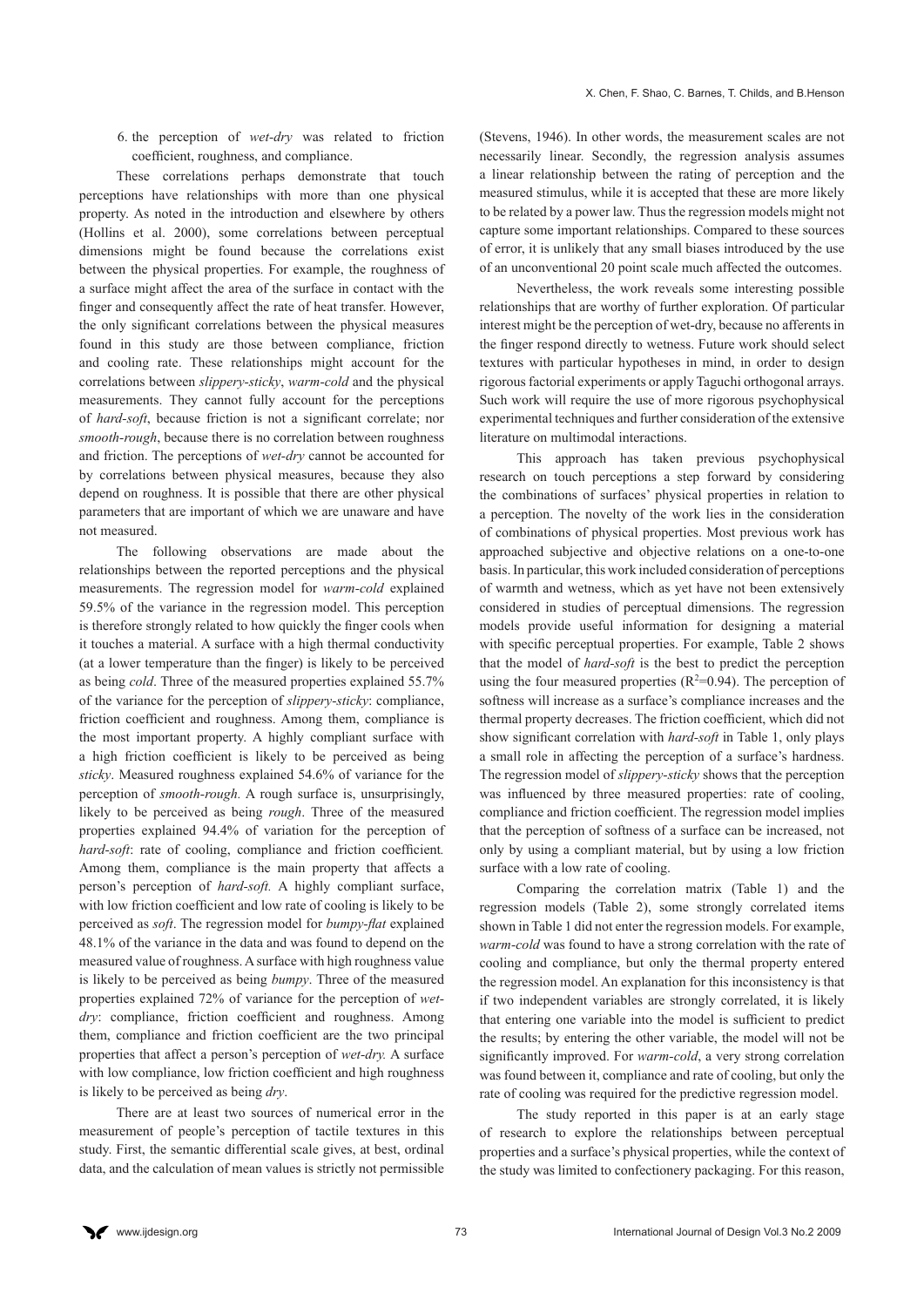6. the perception of *wet-dry* was related to friction coefficient, roughness, and compliance.

These correlations perhaps demonstrate that touch perceptions have relationships with more than one physical property. As noted in the introduction and elsewhere by others (Hollins et al. 2000), some correlations between perceptual dimensions might be found because the correlations exist between the physical properties. For example, the roughness of a surface might affect the area of the surface in contact with the finger and consequently affect the rate of heat transfer. However, the only significant correlations between the physical measures found in this study are those between compliance, friction and cooling rate. These relationships might account for the correlations between *slippery-sticky*, *warm-cold* and the physical measurements. They cannot fully account for the perceptions of *hard-soft*, because friction is not a significant correlate; nor *smooth-rough*, because there is no correlation between roughness and friction. The perceptions of *wet-dry* cannot be accounted for by correlations between physical measures, because they also depend on roughness. It is possible that there are other physical parameters that are important of which we are unaware and have not measured.

The following observations are made about the relationships between the reported perceptions and the physical measurements. The regression model for *warm-cold* explained 59.5% of the variance in the regression model. This perception is therefore strongly related to how quickly the finger cools when it touches a material. A surface with a high thermal conductivity (at a lower temperature than the finger) is likely to be perceived as being *cold*. Three of the measured properties explained 55.7% of the variance for the perception of *slippery-sticky*: compliance, friction coefficient and roughness. Among them, compliance is the most important property. A highly compliant surface with a high friction coefficient is likely to be perceived as being *sticky*. Measured roughness explained 54.6% of variance for the perception of *smooth-rough.* A rough surface is, unsurprisingly, likely to be perceived as being *rough*. Three of the measured properties explained 94.4% of variation for the perception of *hard-soft*: rate of cooling, compliance and friction coefficient*.* Among them, compliance is the main property that affects a person's perception of *hard-soft.* A highly compliant surface, with low friction coefficient and low rate of cooling is likely to be perceived as *soft*. The regression model for *bumpy-flat* explained 48.1% of the variance in the data and was found to depend on the measured value of roughness. A surface with high roughness value is likely to be perceived as being *bumpy*. Three of the measured properties explained 72% of variance for the perception of *wet-dry*: compliance, friction coefficient and roughness. Among them, compliance and friction coefficient are the two principal properties that affect a person's perception of *wet-dry.* A surface with low compliance, low friction coefficient and high roughness is likely to be perceived as being *dry*.

There are at least two sources of numerical error in the measurement of people's perception of tactile textures in this study. First, the semantic differential scale gives, at best, ordinal data, and the calculation of mean values is strictly not permissible (Stevens, 1946). In other words, the measurement scales are not necessarily linear. Secondly, the regression analysis assumes a linear relationship between the rating of perception and the measured stimulus, while it is accepted that these are more likely to be related by a power law. Thus the regression models might not capture some important relationships. Compared to these sources of error, it is unlikely that any small biases introduced by the use of an unconventional 20 point scale much affected the outcomes.

Nevertheless, the work reveals some interesting possible relationships that are worthy of further exploration. Of particular interest might be the perception of wet-dry, because no afferents in the finger respond directly to wetness. Future work should select textures with particular hypotheses in mind, in order to design rigorous factorial experiments or apply Taguchi orthogonal arrays. Such work will require the use of more rigorous psychophysical experimental techniques and further consideration of the extensive literature on multimodal interactions.

This approach has taken previous psychophysical research on touch perceptions a step forward by considering the combinations of surfaces' physical properties in relation to a perception. The novelty of the work lies in the consideration of combinations of physical properties. Most previous work has approached subjective and objective relations on a one-to-one basis. In particular, this work included consideration of perceptions of warmth and wetness, which as yet have not been extensively considered in studies of perceptual dimensions. The regression models provide useful information for designing a material with specific perceptual properties. For example, Table 2 shows that the model of *hard-soft* is the best to predict the perception using the four measured properties ($R^2$=0.94). The perception of softness will increase as a surface's compliance increases and the thermal property decreases. The friction coefficient, which did not show significant correlation with *hard-soft* in Table 1, only plays a small role in affecting the perception of a surface's hardness. The regression model of *slippery-sticky* shows that the perception was influenced by three measured properties: rate of cooling, compliance and friction coefficient. The regression model implies that the perception of softness of a surface can be increased, not only by using a compliant material, but by using a low friction surface with a low rate of cooling.

Comparing the correlation matrix (Table 1) and the regression models (Table 2), some strongly correlated items shown in Table 1 did not enter the regression models. For example, *warm-cold* was found to have a strong correlation with the rate of cooling and compliance, but only the thermal property entered the regression model. An explanation for this inconsistency is that if two independent variables are strongly correlated, it is likely that entering one variable into the model is sufficient to predict the results; by entering the other variable, the model will not be significantly improved. For *warm-cold*, a very strong correlation was found between it, compliance and rate of cooling, but only the rate of cooling was required for the predictive regression model.

The study reported in this paper is at an early stage of research to explore the relationships between perceptual properties and a surface's physical properties, while the context of the study was limited to confectionery packaging. For this reason,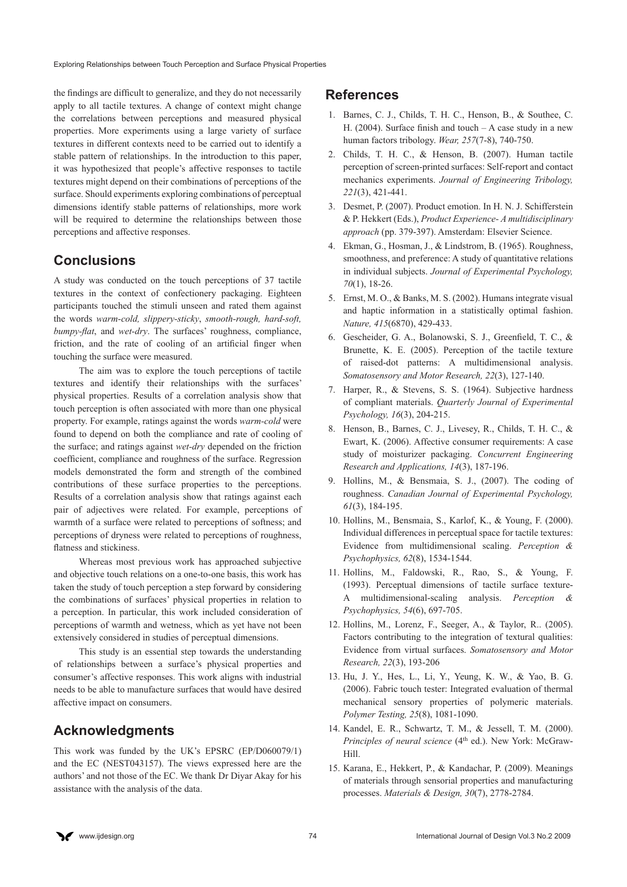the findings are difficult to generalize, and they do not necessarily apply to all tactile textures. A change of context might change the correlations between perceptions and measured physical properties. More experiments using a large variety of surface textures in different contexts need to be carried out to identify a stable pattern of relationships. In the introduction to this paper, it was hypothesized that people's affective responses to tactile textures might depend on their combinations of perceptions of the surface. Should experiments exploring combinations of perceptual dimensions identify stable patterns of relationships, more work will be required to determine the relationships between those perceptions and affective responses.

## Conclusions

A study was conducted on the touch perceptions of 37 tactile textures in the context of confectionery packaging. Eighteen participants touched the stimuli unseen and rated them against the words *warm-cold, slippery-sticky*, *smooth-rough, hard-soft, bumpy-flat*, and *wet-dry*. The surfaces' roughness, compliance, friction, and the rate of cooling of an artificial finger when touching the surface were measured.

The aim was to explore the touch perceptions of tactile textures and identify their relationships with the surfaces' physical properties. Results of a correlation analysis show that touch perception is often associated with more than one physical property. For example, ratings against the words *warm-cold* were found to depend on both the compliance and rate of cooling of the surface; and ratings against *wet-dry* depended on the friction coefficient, compliance and roughness of the surface. Regression models demonstrated the form and strength of the combined contributions of these surface properties to the perceptions. Results of a correlation analysis show that ratings against each pair of adjectives were related. For example, perceptions of warmth of a surface were related to perceptions of softness; and perceptions of dryness were related to perceptions of roughness, flatness and stickiness.

Whereas most previous work has approached subjective and objective touch relations on a one-to-one basis, this work has taken the study of touch perception a step forward by considering the combinations of surfaces' physical properties in relation to a perception. In particular, this work included consideration of perceptions of warmth and wetness, which as yet have not been extensively considered in studies of perceptual dimensions.

This study is an essential step towards the understanding of relationships between a surface's physical properties and consumer's affective responses. This work aligns with industrial needs to be able to manufacture surfaces that would have desired affective impact on consumers.

## Acknowledgments

This work was funded by the UK's EPSRC (EP/D060079/1) and the EC (NEST043157). The views expressed here are the authors' and not those of the EC. We thank Dr Diyar Akay for his assistance with the analysis of the data.

## References

1. Barnes, C. J., Childs, T. H. C., Henson, B., & Southee, C. H. (2004). Surface finish and touch – A case study in a new human factors tribology. *Wear, 257*(7-8), 740-750.
2. Childs, T. H. C., & Henson, B. (2007). Human tactile perception of screen-printed surfaces: Self-report and contact mechanics experiments. *Journal of Engineering Tribology, 221*(3), 421-441.
3. Desmet, P. (2007). Product emotion. In H. N. J. Schifferstein & P. Hekkert (Eds.), *Product Experience- A multidisciplinary approach* (pp. 379-397). Amsterdam: Elsevier Science.
4. Ekman, G., Hosman, J., & Lindstrom, B. (1965). Roughness, smoothness, and preference: A study of quantitative relations in individual subjects. *Journal of Experimental Psychology, 70*(1), 18-26.
5. Ernst, M. O., & Banks, M. S. (2002). Humans integrate visual and haptic information in a statistically optimal fashion. *Nature, 415*(6870), 429-433.
6. Gescheider, G. A., Bolanowski, S. J., Greenfield, T. C., & Brunette, K. E. (2005). Perception of the tactile texture of raised-dot patterns: A multidimensional analysis. *Somatosensory and Motor Research, 22*(3), 127-140.
7. Harper, R., & Stevens, S. S. (1964). Subjective hardness of compliant materials. *Quarterly Journal of Experimental Psychology, 16*(3), 204-215.
8. Henson, B., Barnes, C. J., Livesey, R., Childs, T. H. C., & Ewart, K. (2006). Affective consumer requirements: A case study of moisturizer packaging. *Concurrent Engineering Research and Applications, 14*(3), 187-196.
9. Hollins, M., & Bensmaia, S. J., (2007). The coding of roughness. *Canadian Journal of Experimental Psychology, 61*(3), 184-195.
10. Hollins, M., Bensmaia, S., Karlof, K., & Young, F. (2000). Individual differences in perceptual space for tactile textures: Evidence from multidimensional scaling. *Perception & Psychophysics, 62*(8), 1534-1544.
11. Hollins, M., Faldowski, R., Rao, S., & Young, F. (1993). Perceptual dimensions of tactile surface texture- A multidimensional-scaling analysis. *Perception & Psychophysics, 54*(6), 697-705.
12. Hollins, M., Lorenz, F., Seeger, A., & Taylor, R.. (2005). Factors contributing to the integration of textural qualities: Evidence from virtual surfaces. *Somatosensory and Motor Research, 22*(3), 193-206
13. Hu, J. Y., Hes, L., Li, Y., Yeung, K. W., & Yao, B. G. (2006). Fabric touch tester: Integrated evaluation of thermal mechanical sensory properties of polymeric materials. *Polymer Testing, 25*(8), 1081-1090.
14. Kandel, E. R., Schwartz, T. M., & Jessell, T. M. (2000). *Principles of neural science* (4th ed.). New York: McGraw-Hill.
15. Karana, E., Hekkert, P., & Kandachar, P. (2009). Meanings of materials through sensorial properties and manufacturing processes. *Materials & Design, 30*(7), 2778-2784.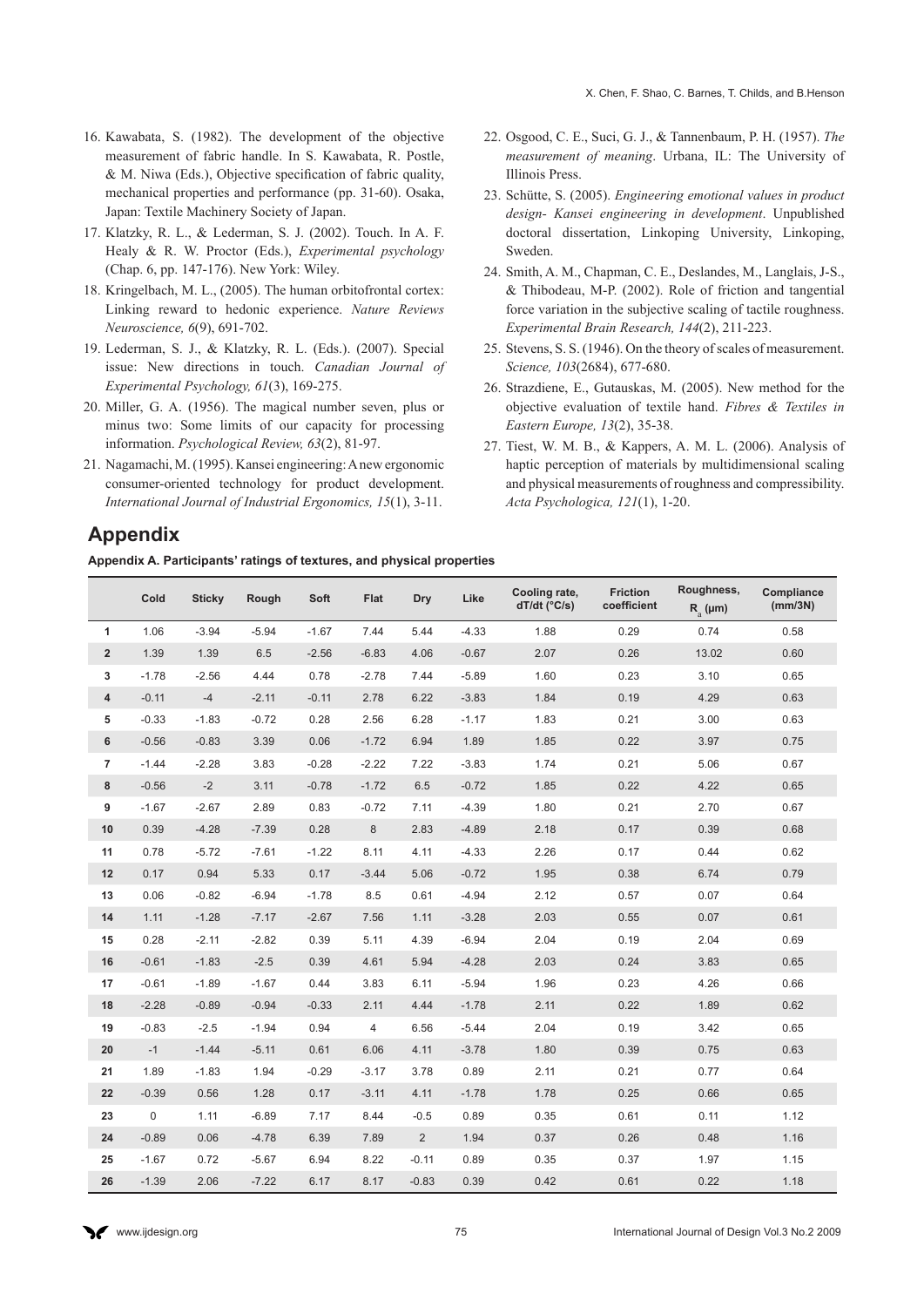16. Kawabata, S. (1982). The development of the objective measurement of fabric handle. In S. Kawabata, R. Postle, & M. Niwa (Eds.), Objective specification of fabric quality, mechanical properties and performance (pp. 31-60). Osaka, Japan: Textile Machinery Society of Japan.
17. Klatzky, R. L., & Lederman, S. J. (2002). Touch. In A. F. Healy & R. W. Proctor (Eds.), *Experimental psychology* (Chap. 6, pp. 147-176). New York: Wiley.
18. Kringelbach, M. L., (2005). The human orbitofrontal cortex: Linking reward to hedonic experience. *Nature Reviews Neuroscience, 6*(9), 691-702.
19. Lederman, S. J., & Klatzky, R. L. (Eds.). (2007). Special issue: New directions in touch. *Canadian Journal of Experimental Psychology, 61*(3), 169-275.
20. Miller, G. A. (1956). The magical number seven, plus or minus two: Some limits of our capacity for processing information. *Psychological Review, 63*(2), 81-97.
21. Nagamachi, M. (1995). Kansei engineering: A new ergonomic consumer-oriented technology for product development. *International Journal of Industrial Ergonomics, 15*(1), 3-11.
22. Osgood, C. E., Suci, G. J., & Tannenbaum, P. H. (1957). *The measurement of meaning*. Urbana, IL: The University of Illinois Press.
23. Schütte, S. (2005). *Engineering emotional values in product design- Kansei engineering in development*. Unpublished doctoral dissertation, Linkoping University, Linkoping, Sweden.
24. Smith, A. M., Chapman, C. E., Deslandes, M., Langlais, J-S., & Thibodeau, M-P. (2002). Role of friction and tangential force variation in the subjective scaling of tactile roughness. *Experimental Brain Research, 144*(2), 211-223.
25. Stevens, S. S. (1946). On the theory of scales of measurement. *Science, 103*(2684), 677-680.
26. Strazdiene, E., Gutauskas, M. (2005). New method for the objective evaluation of textile hand. *Fibres & Textiles in Eastern Europe, 13*(2), 35-38.
27. Tiest, W. M. B., & Kappers, A. M. L. (2006). Analysis of haptic perception of materials by multidimensional scaling and physical measurements of roughness and compressibility. *Acta Psychologica, 121*(1), 1-20.

## Appendix

**Appendix A. Participants' ratings of textures, and physical properties**

| | Cold | Sticky | Rough | Soft | Flat | Dry | Like | Cooling rate, dT/dt (°C/s) | Friction coefficient | Roughness, $R_a$ (µm) | Compliance (mm/3N) |
|---|---|---|---|---|---|---|---|---|---|---|---|
| 1 | 1.06 | -3.94 | -5.94 | -1.67 | 7.44 | 5.44 | -4.33 | 1.88 | 0.29 | 0.74 | 0.58 |
| 2 | 1.39 | 1.39 | 6.5 | -2.56 | -6.83 | 4.06 | -0.67 | 2.07 | 0.26 | 13.02 | 0.60 |
| 3 | -1.78 | -2.56 | 4.44 | 0.78 | -2.78 | 7.44 | -5.89 | 1.60 | 0.23 | 3.10 | 0.65 |
| 4 | -0.11 | -4 | -2.11 | -0.11 | 2.78 | 6.22 | -3.83 | 1.84 | 0.19 | 4.29 | 0.63 |
| 5 | -0.33 | -1.83 | -0.72 | 0.28 | 2.56 | 6.28 | -1.17 | 1.83 | 0.21 | 3.00 | 0.63 |
| 6 | -0.56 | -0.83 | 3.39 | 0.06 | -1.72 | 6.94 | 1.89 | 1.85 | 0.22 | 3.97 | 0.75 |
| 7 | -1.44 | -2.28 | 3.83 | -0.28 | -2.22 | 7.22 | -3.83 | 1.74 | 0.21 | 5.06 | 0.67 |
| 8 | -0.56 | -2 | 3.11 | -0.78 | -1.72 | 6.5 | -0.72 | 1.85 | 0.22 | 4.22 | 0.65 |
| 9 | -1.67 | -2.67 | 2.89 | 0.83 | -0.72 | 7.11 | -4.39 | 1.80 | 0.21 | 2.70 | 0.67 |
| 10 | 0.39 | -4.28 | -7.39 | 0.28 | 8 | 2.83 | -4.89 | 2.18 | 0.17 | 0.39 | 0.68 |
| 11 | 0.78 | -5.72 | -7.61 | -1.22 | 8.11 | 4.11 | -4.33 | 2.26 | 0.17 | 0.44 | 0.62 |
| 12 | 0.17 | 0.94 | 5.33 | 0.17 | -3.44 | 5.06 | -0.72 | 1.95 | 0.38 | 6.74 | 0.79 |
| 13 | 0.06 | -0.82 | -6.94 | -1.78 | 8.5 | 0.61 | -4.94 | 2.12 | 0.57 | 0.07 | 0.64 |
| 14 | 1.11 | -1.28 | -7.17 | -2.67 | 7.56 | 1.11 | -3.28 | 2.03 | 0.55 | 0.07 | 0.61 |
| 15 | 0.28 | -2.11 | -2.82 | 0.39 | 5.11 | 4.39 | -6.94 | 2.04 | 0.19 | 2.04 | 0.69 |
| 16 | -0.61 | -1.83 | -2.5 | 0.39 | 4.61 | 5.94 | -4.28 | 2.03 | 0.24 | 3.83 | 0.65 |
| 17 | -0.61 | -1.89 | -1.67 | 0.44 | 3.83 | 6.11 | -5.94 | 1.96 | 0.23 | 4.26 | 0.66 |
| 18 | -2.28 | -0.89 | -0.94 | -0.33 | 2.11 | 4.44 | -1.78 | 2.11 | 0.22 | 1.89 | 0.62 |
| 19 | -0.83 | -2.5 | -1.94 | 0.94 | 4 | 6.56 | -5.44 | 2.04 | 0.19 | 3.42 | 0.65 |
| 20 | -1 | -1.44 | -5.11 | 0.61 | 6.06 | 4.11 | -3.78 | 1.80 | 0.39 | 0.75 | 0.63 |
| 21 | 1.89 | -1.83 | 1.94 | -0.29 | -3.17 | 3.78 | 0.89 | 2.11 | 0.21 | 0.77 | 0.64 |
| 22 | -0.39 | 0.56 | 1.28 | 0.17 | -3.11 | 4.11 | -1.78 | 1.78 | 0.25 | 0.66 | 0.65 |
| 23 | 0 | 1.11 | -6.89 | 7.17 | 8.44 | -0.5 | 0.89 | 0.35 | 0.61 | 0.11 | 1.12 |
| 24 | -0.89 | 0.06 | -4.78 | 6.39 | 7.89 | 2 | 1.94 | 0.37 | 0.26 | 0.48 | 1.16 |
| 25 | -1.67 | 0.72 | -5.67 | 6.94 | 8.22 | -0.11 | 0.89 | 0.35 | 0.37 | 1.97 | 1.15 |
| 26 | -1.39 | 2.06 | -7.22 | 6.17 | 8.17 | -0.83 | 0.39 | 0.42 | 0.61 | 0.22 | 1.18 |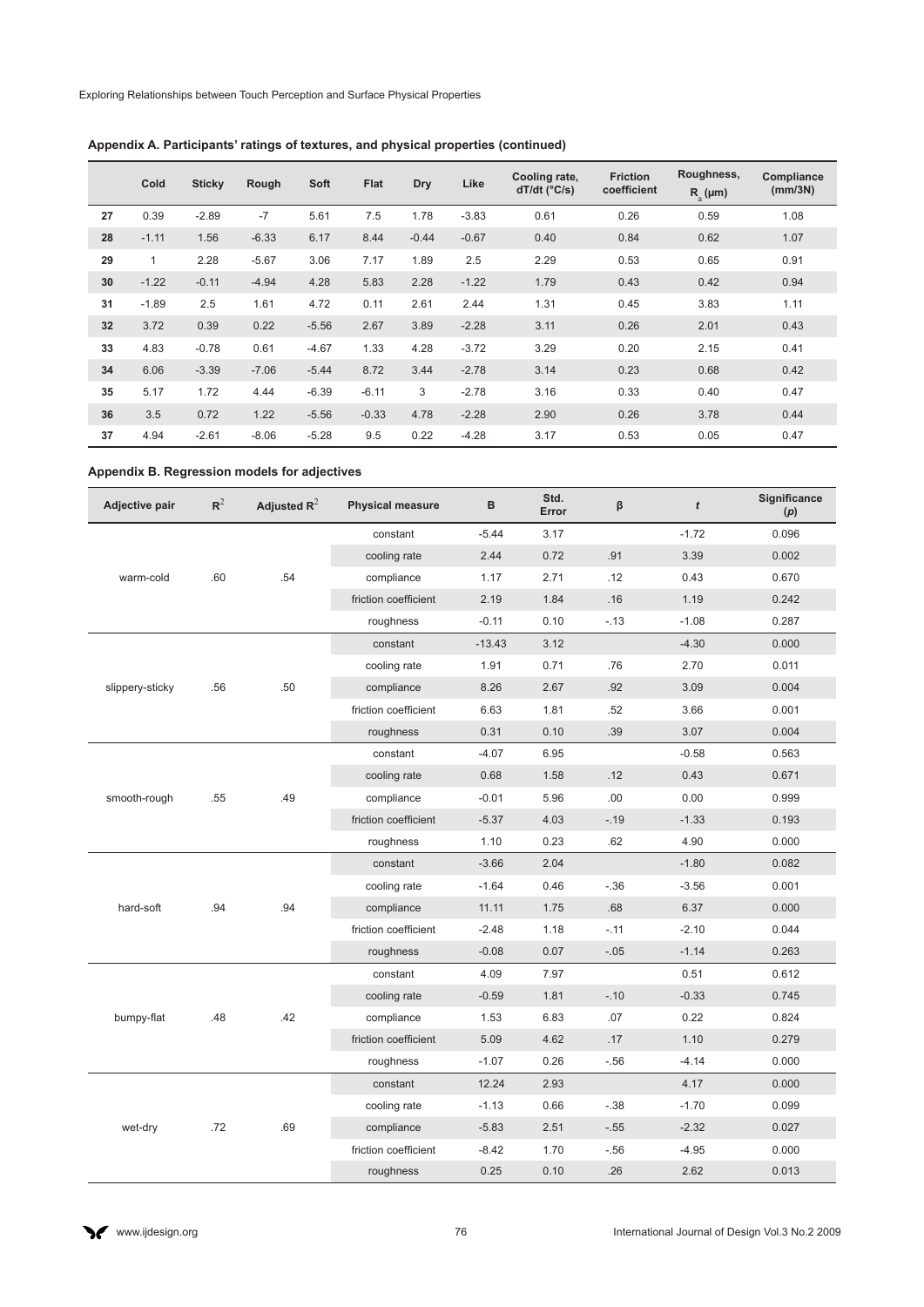## Appendix A. Participants' ratings of textures, and physical properties (continued)

| | Cold | Sticky | Rough | Soft | Flat | Dry | Like | Cooling rate, dT/dt (°C/s) | Friction coefficient | Roughness, $R_a$ (μm) | Compliance (mm/3N) |
|---|---|---|---|---|---|---|---|---|---|---|---|
| **27** | 0.39 | -2.89 | -7 | 5.61 | 7.5 | 1.78 | -3.83 | 0.61 | 0.26 | 0.59 | 1.08 |
| **28** | -1.11 | 1.56 | -6.33 | 6.17 | 8.44 | -0.44 | -0.67 | 0.40 | 0.84 | 0.62 | 1.07 |
| **29** | 1 | 2.28 | -5.67 | 3.06 | 7.17 | 1.89 | 2.5 | 2.29 | 0.53 | 0.65 | 0.91 |
| **30** | -1.22 | -0.11 | -4.94 | 4.28 | 5.83 | 2.28 | -1.22 | 1.79 | 0.43 | 0.42 | 0.94 |
| **31** | -1.89 | 2.5 | 1.61 | 4.72 | 0.11 | 2.61 | 2.44 | 1.31 | 0.45 | 3.83 | 1.11 |
| **32** | 3.72 | 0.39 | 0.22 | -5.56 | 2.67 | 3.89 | -2.28 | 3.11 | 0.26 | 2.01 | 0.43 |
| **33** | 4.83 | -0.78 | 0.61 | -4.67 | 1.33 | 4.28 | -3.72 | 3.29 | 0.20 | 2.15 | 0.41 |
| **34** | 6.06 | -3.39 | -7.06 | -5.44 | 8.72 | 3.44 | -2.78 | 3.14 | 0.23 | 0.68 | 0.42 |
| **35** | 5.17 | 1.72 | 4.44 | -6.39 | -6.11 | 3 | -2.78 | 3.16 | 0.33 | 0.40 | 0.47 |
| **36** | 3.5 | 0.72 | 1.22 | -5.56 | -0.33 | 4.78 | -2.28 | 2.90 | 0.26 | 3.78 | 0.44 |
| **37** | 4.94 | -2.61 | -8.06 | -5.28 | 9.5 | 0.22 | -4.28 | 3.17 | 0.53 | 0.05 | 0.47 |

## Appendix B. Regression models for adjectives

| Adjective pair | $R^2$ | Adjusted $R^2$ | Physical measure | B | Std. Error | β | *t* | Significance (*p*) |
|---|---|---|---|---|---|---|---|---|
| warm-cold | .60 | .54 | constant | -5.44 | 3.17 | | -1.72 | 0.096 |
| | | | cooling rate | 2.44 | 0.72 | .91 | 3.39 | 0.002 |
| | | | compliance | 1.17 | 2.71 | .12 | 0.43 | 0.670 |
| | | | friction coefficient | 2.19 | 1.84 | .16 | 1.19 | 0.242 |
| | | | roughness | -0.11 | 0.10 | -.13 | -1.08 | 0.287 |
| slippery-sticky | .56 | .50 | constant | -13.43 | 3.12 | | -4.30 | 0.000 |
| | | | cooling rate | 1.91 | 0.71 | .76 | 2.70 | 0.011 |
| | | | compliance | 8.26 | 2.67 | .92 | 3.09 | 0.004 |
| | | | friction coefficient | 6.63 | 1.81 | .52 | 3.66 | 0.001 |
| | | | roughness | 0.31 | 0.10 | .39 | 3.07 | 0.004 |
| smooth-rough | .55 | .49 | constant | -4.07 | 6.95 | | -0.58 | 0.563 |
| | | | cooling rate | 0.68 | 1.58 | .12 | 0.43 | 0.671 |
| | | | compliance | -0.01 | 5.96 | .00 | 0.00 | 0.999 |
| | | | friction coefficient | -5.37 | 4.03 | -.19 | -1.33 | 0.193 |
| | | | roughness | 1.10 | 0.23 | .62 | 4.90 | 0.000 |
| hard-soft | .94 | .94 | constant | -3.66 | 2.04 | | -1.80 | 0.082 |
| | | | cooling rate | -1.64 | 0.46 | -.36 | -3.56 | 0.001 |
| | | | compliance | 11.11 | 1.75 | .68 | 6.37 | 0.000 |
| | | | friction coefficient | -2.48 | 1.18 | -.11 | -2.10 | 0.044 |
| | | | roughness | -0.08 | 0.07 | -.05 | -1.14 | 0.263 |
| bumpy-flat | .48 | .42 | constant | 4.09 | 7.97 | | 0.51 | 0.612 |
| | | | cooling rate | -0.59 | 1.81 | -.10 | -0.33 | 0.745 |
| | | | compliance | 1.53 | 6.83 | .07 | 0.22 | 0.824 |
| | | | friction coefficient | 5.09 | 4.62 | .17 | 1.10 | 0.279 |
| | | | roughness | -1.07 | 0.26 | -.56 | -4.14 | 0.000 |
| wet-dry | .72 | .69 | constant | 12.24 | 2.93 | | 4.17 | 0.000 |
| | | | cooling rate | -1.13 | 0.66 | -.38 | -1.70 | 0.099 |
| | | | compliance | -5.83 | 2.51 | -.55 | -2.32 | 0.027 |
| | | | friction coefficient | -8.42 | 1.70 | -.56 | -4.95 | 0.000 |
| | | | roughness | 0.25 | 0.10 | .26 | 2.62 | 0.013 |